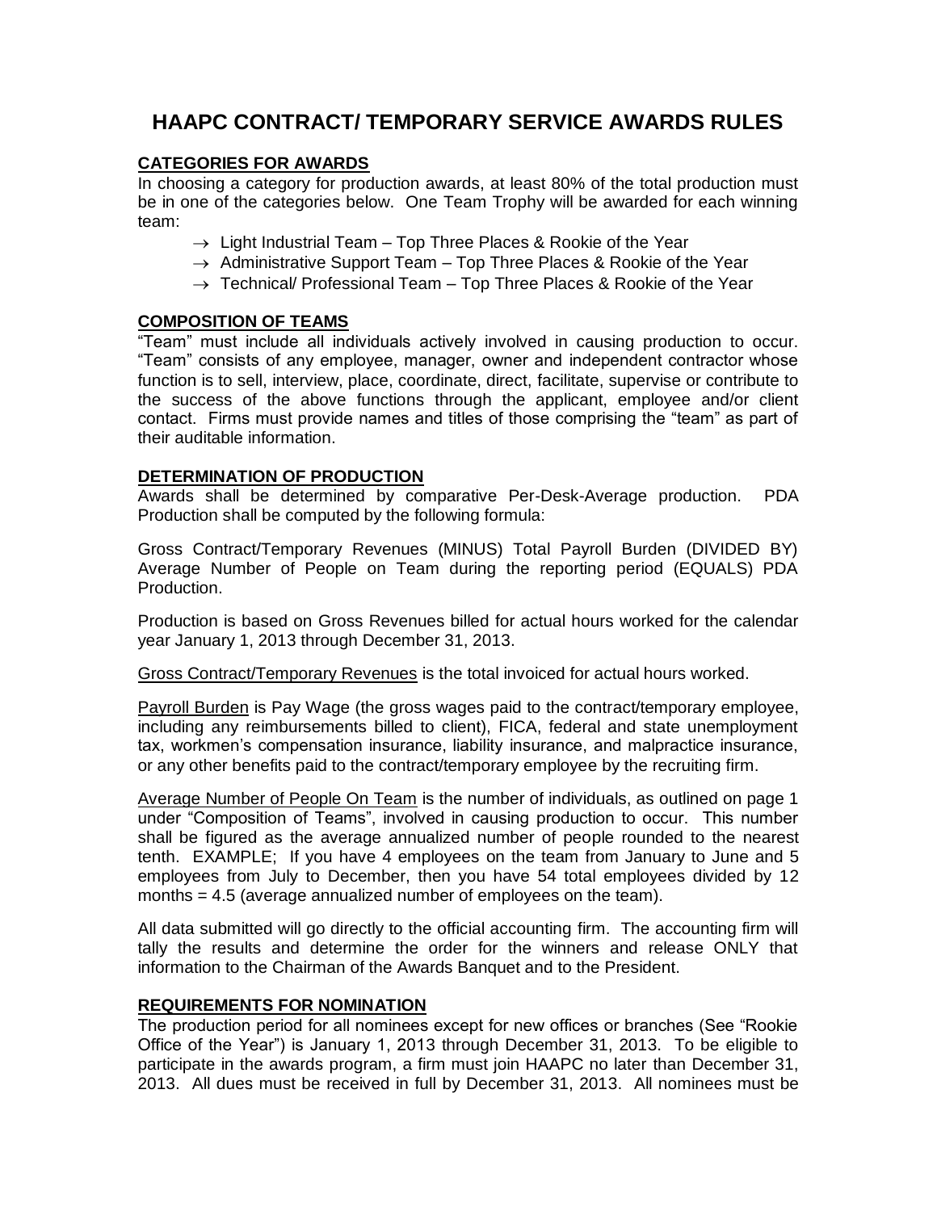# HAAPC CONTRACT/ TEMPORARY SERVICE AWARDS RULES

## CATEGORIES FOR AWARDS

In choosing a category for production awards, at least 80% of the total production must be in one of the categories below. One Team Trophy will be awarded for each winning team:

- → Light Industrial Team – Top Three Places & Rookie of the Year
- → Administrative Support Team – Top Three Places & Rookie of the Year
- → Technical/ Professional Team – Top Three Places & Rookie of the Year

## COMPOSITION OF TEAMS

"Team" must include all individuals actively involved in causing production to occur. "Team" consists of any employee, manager, owner and independent contractor whose function is to sell, interview, place, coordinate, direct, facilitate, supervise or contribute to the success of the above functions through the applicant, employee and/or client contact. Firms must provide names and titles of those comprising the "team" as part of their auditable information.

## DETERMINATION OF PRODUCTION

Awards shall be determined by comparative Per-Desk-Average production. PDA Production shall be computed by the following formula:

Gross Contract/Temporary Revenues (MINUS) Total Payroll Burden (DIVIDED BY) Average Number of People on Team during the reporting period (EQUALS) PDA Production.

Production is based on Gross Revenues billed for actual hours worked for the calendar year January 1, 2013 through December 31, 2013.

Gross Contract/Temporary Revenues is the total invoiced for actual hours worked.

Payroll Burden is Pay Wage (the gross wages paid to the contract/temporary employee, including any reimbursements billed to client), FICA, federal and state unemployment tax, workmen's compensation insurance, liability insurance, and malpractice insurance, or any other benefits paid to the contract/temporary employee by the recruiting firm.

Average Number of People On Team is the number of individuals, as outlined on page 1 under "Composition of Teams", involved in causing production to occur. This number shall be figured as the average annualized number of people rounded to the nearest tenth. EXAMPLE; If you have 4 employees on the team from January to June and 5 employees from July to December, then you have 54 total employees divided by 12 months = 4.5 (average annualized number of employees on the team).

All data submitted will go directly to the official accounting firm. The accounting firm will tally the results and determine the order for the winners and release ONLY that information to the Chairman of the Awards Banquet and to the President.

## REQUIREMENTS FOR NOMINATION

The production period for all nominees except for new offices or branches (See "Rookie Office of the Year") is January 1, 2013 through December 31, 2013. To be eligible to participate in the awards program, a firm must join HAAPC no later than December 31, 2013. All dues must be received in full by December 31, 2013. All nominees must be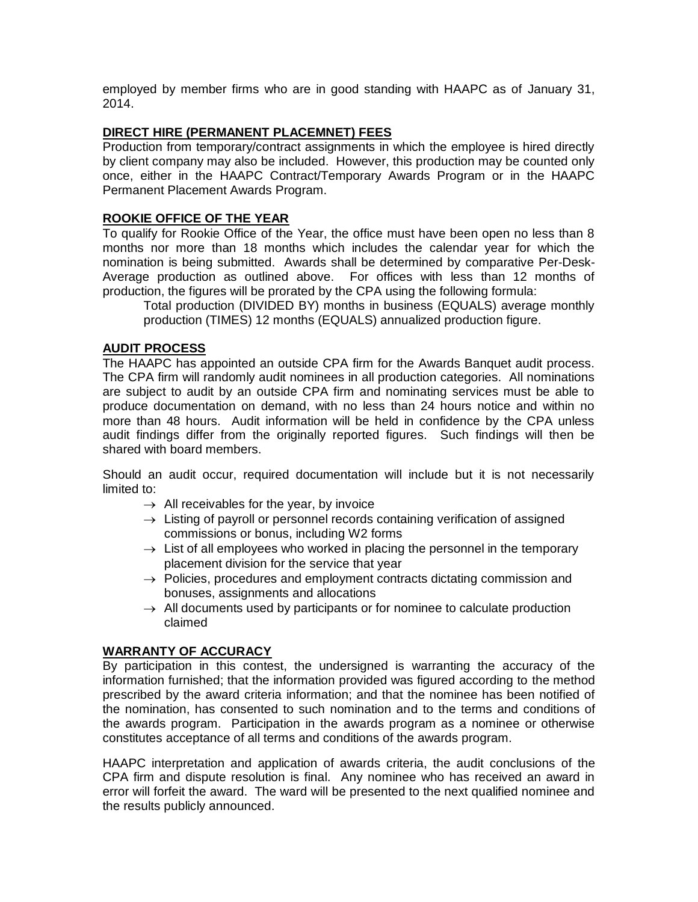employed by member firms who are in good standing with HAAPC as of January 31, 2014.

## DIRECT HIRE (PERMANENT PLACEMNET) FEES

Production from temporary/contract assignments in which the employee is hired directly by client company may also be included. However, this production may be counted only once, either in the HAAPC Contract/Temporary Awards Program or in the HAAPC Permanent Placement Awards Program.

## ROOKIE OFFICE OF THE YEAR

To qualify for Rookie Office of the Year, the office must have been open no less than 8 months nor more than 18 months which includes the calendar year for which the nomination is being submitted. Awards shall be determined by comparative Per-Desk-Average production as outlined above. For offices with less than 12 months of production, the figures will be prorated by the CPA using the following formula:

> Total production (DIVIDED BY) months in business (EQUALS) average monthly production (TIMES) 12 months (EQUALS) annualized production figure.

## AUDIT PROCESS

The HAAPC has appointed an outside CPA firm for the Awards Banquet audit process. The CPA firm will randomly audit nominees in all production categories. All nominations are subject to audit by an outside CPA firm and nominating services must be able to produce documentation on demand, with no less than 24 hours notice and within no more than 48 hours. Audit information will be held in confidence by the CPA unless audit findings differ from the originally reported figures. Such findings will then be shared with board members.

Should an audit occur, required documentation will include but it is not necessarily limited to:

- → All receivables for the year, by invoice
- → Listing of payroll or personnel records containing verification of assigned commissions or bonus, including W2 forms
- → List of all employees who worked in placing the personnel in the temporary placement division for the service that year
- → Policies, procedures and employment contracts dictating commission and bonuses, assignments and allocations
- → All documents used by participants or for nominee to calculate production claimed

## WARRANTY OF ACCURACY

By participation in this contest, the undersigned is warranting the accuracy of the information furnished; that the information provided was figured according to the method prescribed by the award criteria information; and that the nominee has been notified of the nomination, has consented to such nomination and to the terms and conditions of the awards program. Participation in the awards program as a nominee or otherwise constitutes acceptance of all terms and conditions of the awards program.

HAAPC interpretation and application of awards criteria, the audit conclusions of the CPA firm and dispute resolution is final. Any nominee who has received an award in error will forfeit the award. The ward will be presented to the next qualified nominee and the results publicly announced.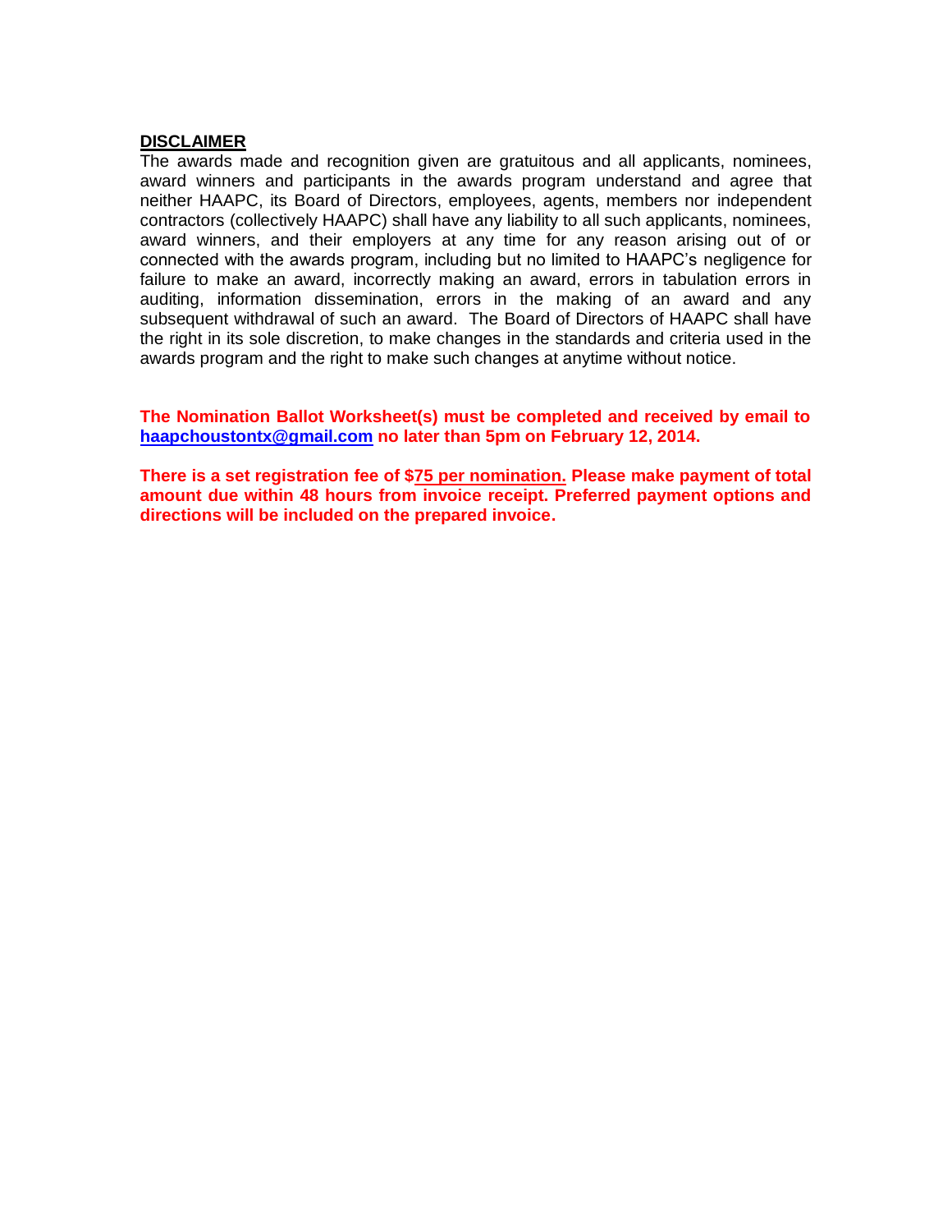**DISCLAIMER**

The awards made and recognition given are gratuitous and all applicants, nominees, award winners and participants in the awards program understand and agree that neither HAAPC, its Board of Directors, employees, agents, members nor independent contractors (collectively HAAPC) shall have any liability to all such applicants, nominees, award winners, and their employers at any time for any reason arising out of or connected with the awards program, including but no limited to HAAPC's negligence for failure to make an award, incorrectly making an award, errors in tabulation errors in auditing, information dissemination, errors in the making of an award and any subsequent withdrawal of such an award. The Board of Directors of HAAPC shall have the right in its sole discretion, to make changes in the standards and criteria used in the awards program and the right to make such changes at anytime without notice.

**The Nomination Ballot Worksheet(s) must be completed and received by email to haapchoustontx@gmail.com no later than 5pm on February 12, 2014.**

**There is a set registration fee of $75 per nomination. Please make payment of total amount due within 48 hours from invoice receipt. Preferred payment options and directions will be included on the prepared invoice.**